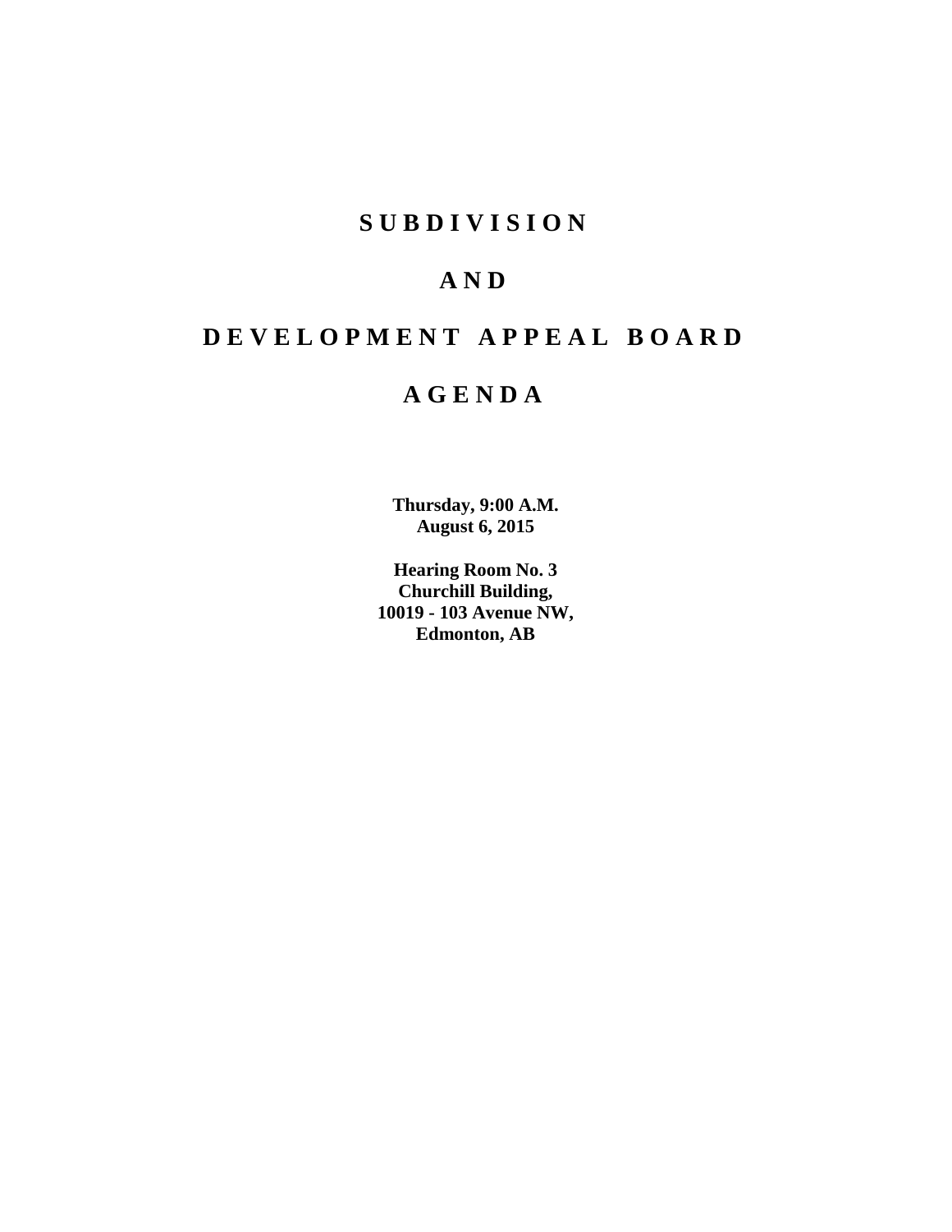# SUBDIVISION

# AND

# DEVELOPMENT APPEAL BOARD

# AGENDA

**Thursday, 9:00 A.M.**
**August 6, 2015**

**Hearing Room No. 3**
**Churchill Building,**
**10019 - 103 Avenue NW,**
**Edmonton, AB**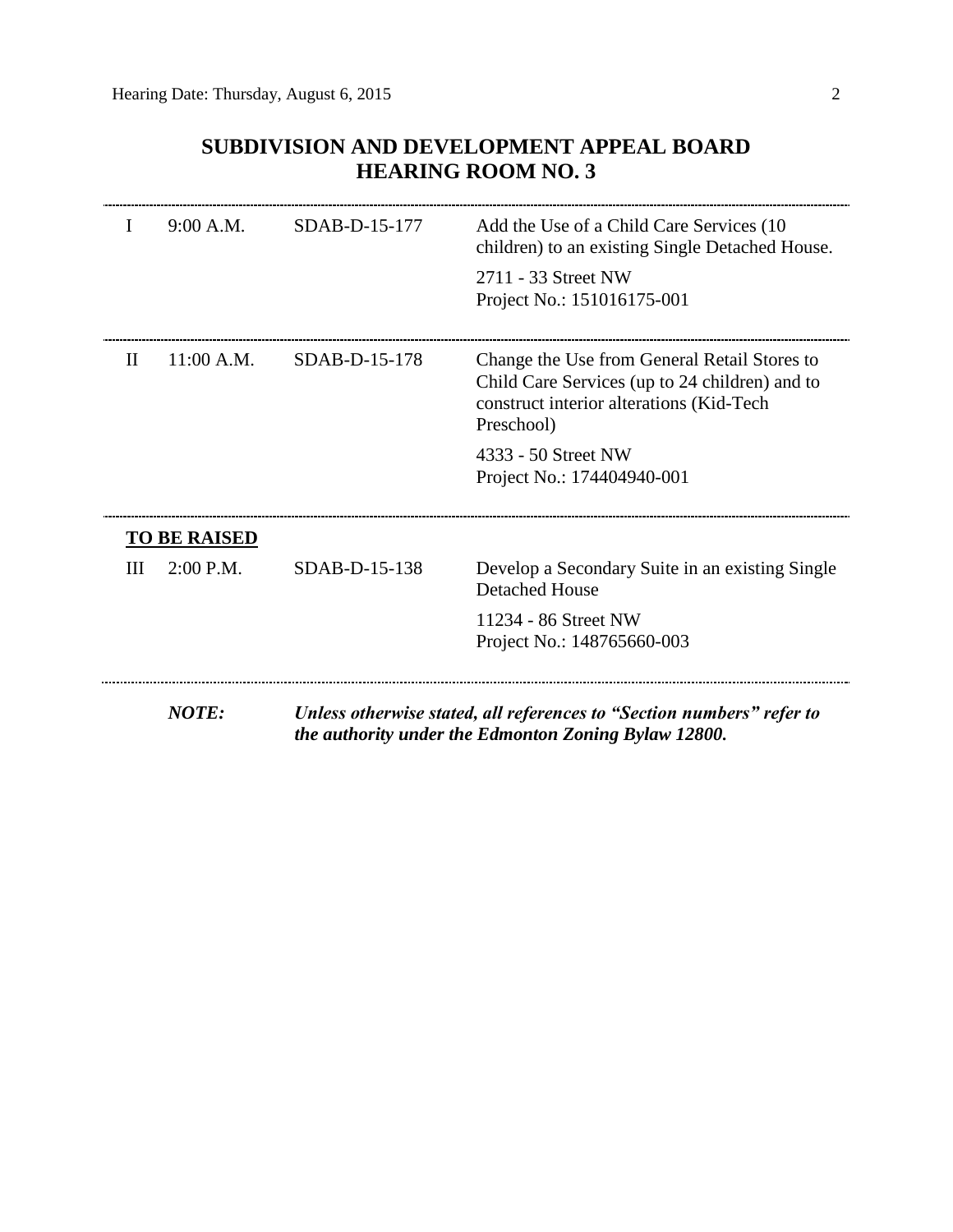# SUBDIVISION AND DEVELOPMENT APPEAL BOARD
# HEARING ROOM NO. 3

| | | | |
|---|---|---|---|
| I | 9:00 A.M. | SDAB-D-15-177 | Add the Use of a Child Care Services (10 children) to an existing Single Detached House.<br><br>2711 - 33 Street NW<br>Project No.: 151016175-001 |
| II | 11:00 A.M. | SDAB-D-15-178 | Change the Use from General Retail Stores to Child Care Services (up to 24 children) and to construct interior alterations (Kid-Tech Preschool)<br><br>4333 - 50 Street NW<br>Project No.: 174404940-001 |

**TO BE RAISED**

| | | | |
|---|---|---|---|
| III | 2:00 P.M. | SDAB-D-15-138 | Develop a Secondary Suite in an existing Single Detached House<br><br>11234 - 86 Street NW<br>Project No.: 148765660-003 |

***NOTE:*** ***Unless otherwise stated, all references to "Section numbers" refer to the authority under the Edmonton Zoning Bylaw 12800.***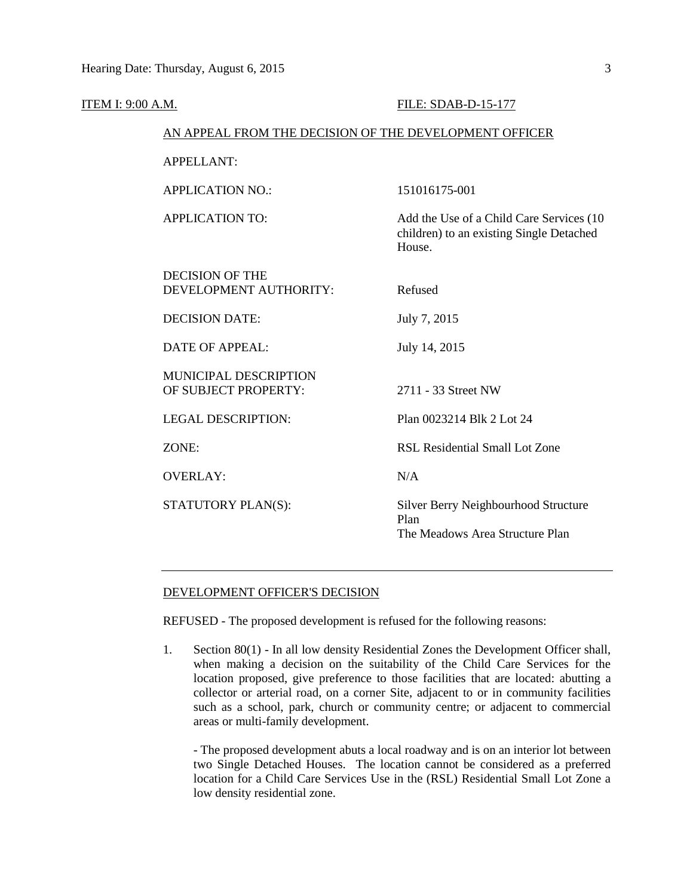ITEM I: 9:00 A.M. FILE: SDAB-D-15-177

AN APPEAL FROM THE DECISION OF THE DEVELOPMENT OFFICER

| | |
|---|---|
| APPELLANT: | |
| APPLICATION NO.: | 151016175-001 |
| APPLICATION TO: | Add the Use of a Child Care Services (10 children) to an existing Single Detached House. |
| DECISION OF THE DEVELOPMENT AUTHORITY: | Refused |
| DECISION DATE: | July 7, 2015 |
| DATE OF APPEAL: | July 14, 2015 |
| MUNICIPAL DESCRIPTION OF SUBJECT PROPERTY: | 2711 - 33 Street NW |
| LEGAL DESCRIPTION: | Plan 0023214 Blk 2 Lot 24 |
| ZONE: | RSL Residential Small Lot Zone |
| OVERLAY: | N/A |
| STATUTORY PLAN(S): | Silver Berry Neighbourhood Structure Plan<br>The Meadows Area Structure Plan |

---

DEVELOPMENT OFFICER'S DECISION

REFUSED - The proposed development is refused for the following reasons:

1. Section 80(1) - In all low density Residential Zones the Development Officer shall, when making a decision on the suitability of the Child Care Services for the location proposed, give preference to those facilities that are located: abutting a collector or arterial road, on a corner Site, adjacent to or in community facilities such as a school, park, church or community centre; or adjacent to commercial areas or multi-family development.

   - The proposed development abuts a local roadway and is on an interior lot between two Single Detached Houses. The location cannot be considered as a preferred location for a Child Care Services Use in the (RSL) Residential Small Lot Zone a low density residential zone.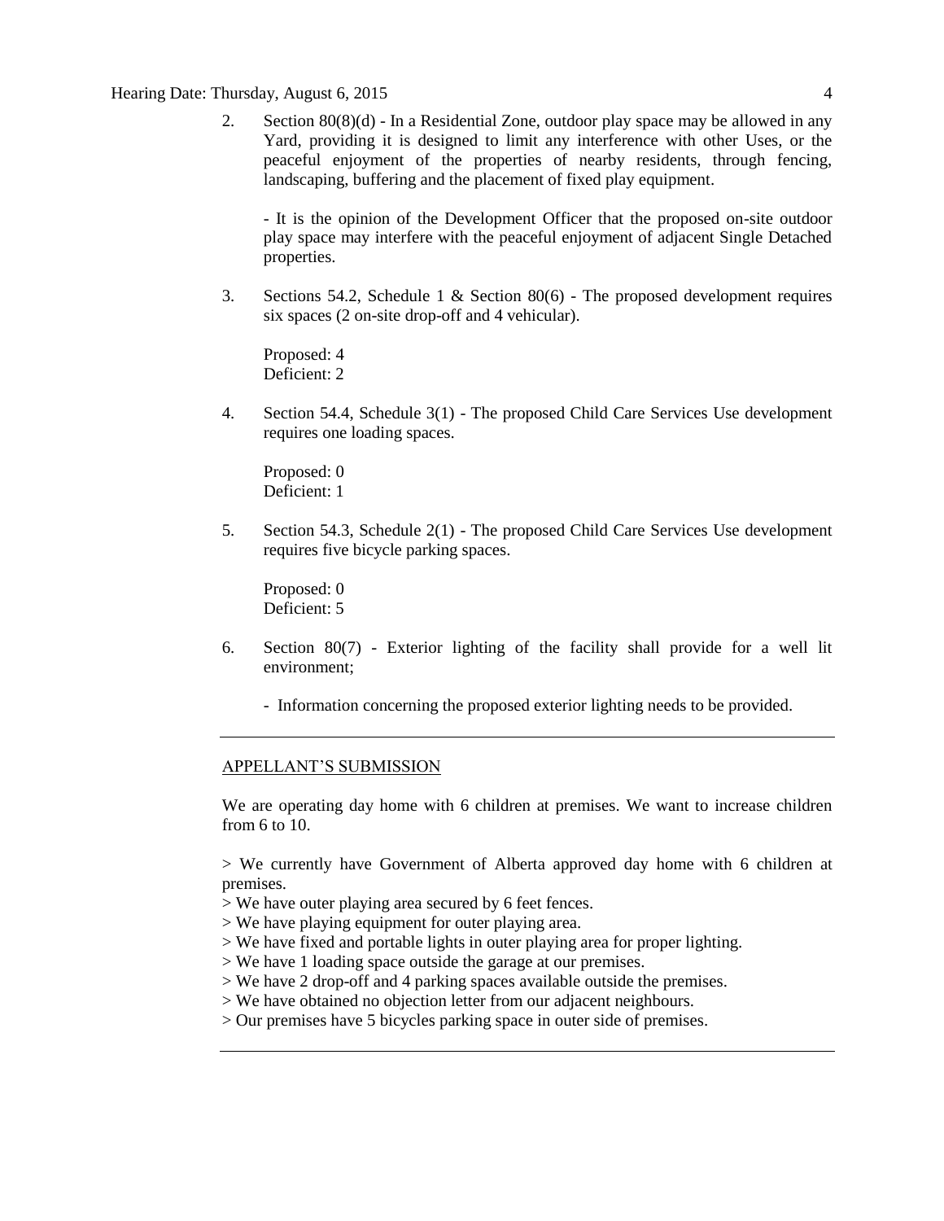2. Section 80(8)(d) - In a Residential Zone, outdoor play space may be allowed in any Yard, providing it is designed to limit any interference with other Uses, or the peaceful enjoyment of the properties of nearby residents, through fencing, landscaping, buffering and the placement of fixed play equipment.

   - It is the opinion of the Development Officer that the proposed on-site outdoor play space may interfere with the peaceful enjoyment of adjacent Single Detached properties.

3. Sections 54.2, Schedule 1 & Section 80(6) - The proposed development requires six spaces (2 on-site drop-off and 4 vehicular).

   Proposed: 4
   Deficient: 2

4. Section 54.4, Schedule 3(1) - The proposed Child Care Services Use development requires one loading spaces.

   Proposed: 0
   Deficient: 1

5. Section 54.3, Schedule 2(1) - The proposed Child Care Services Use development requires five bicycle parking spaces.

   Proposed: 0
   Deficient: 5

6. Section 80(7) - Exterior lighting of the facility shall provide for a well lit environment;

   - Information concerning the proposed exterior lighting needs to be provided.

---

APPELLANT'S SUBMISSION

We are operating day home with 6 children at premises. We want to increase children from 6 to 10.

> We currently have Government of Alberta approved day home with 6 children at premises.
> We have outer playing area secured by 6 feet fences.
> We have playing equipment for outer playing area.
> We have fixed and portable lights in outer playing area for proper lighting.
> We have 1 loading space outside the garage at our premises.
> We have 2 drop-off and 4 parking spaces available outside the premises.
> We have obtained no objection letter from our adjacent neighbours.
> Our premises have 5 bicycles parking space in outer side of premises.

---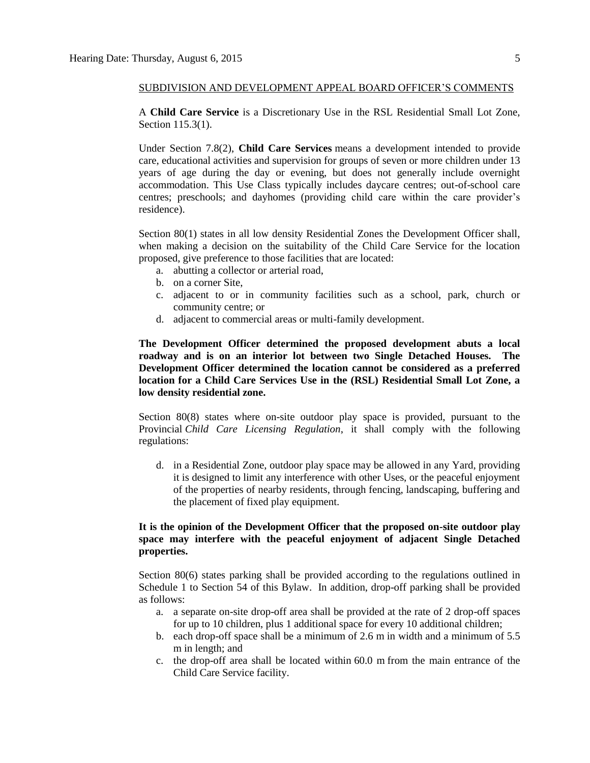SUBDIVISION AND DEVELOPMENT APPEAL BOARD OFFICER'S COMMENTS

A **Child Care Service** is a Discretionary Use in the RSL Residential Small Lot Zone, Section 115.3(1).

Under Section 7.8(2), **Child Care Services** means a development intended to provide care, educational activities and supervision for groups of seven or more children under 13 years of age during the day or evening, but does not generally include overnight accommodation. This Use Class typically includes daycare centres; out-of-school care centres; preschools; and dayhomes (providing child care within the care provider's residence).

Section 80(1) states in all low density Residential Zones the Development Officer shall, when making a decision on the suitability of the Child Care Service for the location proposed, give preference to those facilities that are located:

a. abutting a collector or arterial road,
b. on a corner Site,
c. adjacent to or in community facilities such as a school, park, church or community centre; or
d. adjacent to commercial areas or multi-family development.

**The Development Officer determined the proposed development abuts a local roadway and is on an interior lot between two Single Detached Houses. The Development Officer determined the location cannot be considered as a preferred location for a Child Care Services Use in the (RSL) Residential Small Lot Zone, a low density residential zone.**

Section 80(8) states where on-site outdoor play space is provided, pursuant to the Provincial *Child Care Licensing Regulation*, it shall comply with the following regulations:

d. in a Residential Zone, outdoor play space may be allowed in any Yard, providing it is designed to limit any interference with other Uses, or the peaceful enjoyment of the properties of nearby residents, through fencing, landscaping, buffering and the placement of fixed play equipment.

**It is the opinion of the Development Officer that the proposed on-site outdoor play space may interfere with the peaceful enjoyment of adjacent Single Detached properties.**

Section 80(6) states parking shall be provided according to the regulations outlined in Schedule 1 to Section 54 of this Bylaw. In addition, drop-off parking shall be provided as follows:

a. a separate on-site drop-off area shall be provided at the rate of 2 drop-off spaces for up to 10 children, plus 1 additional space for every 10 additional children;
b. each drop-off space shall be a minimum of 2.6 m in width and a minimum of 5.5 m in length; and
c. the drop-off area shall be located within 60.0 m from the main entrance of the Child Care Service facility.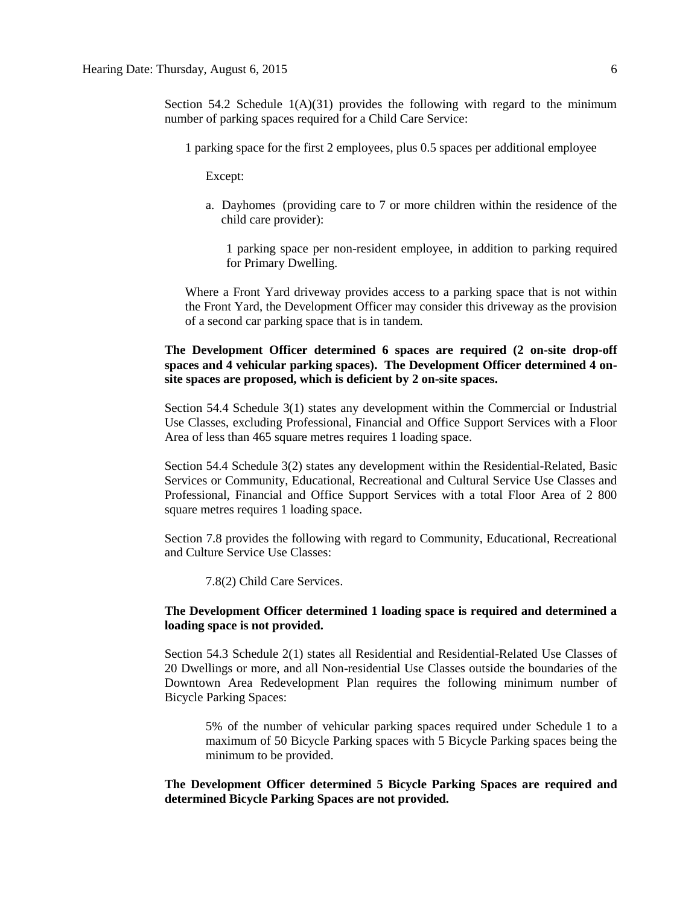Section 54.2 Schedule 1(A)(31) provides the following with regard to the minimum number of parking spaces required for a Child Care Service:

> 1 parking space for the first 2 employees, plus 0.5 spaces per additional employee
>
> Except:
>
> a. Dayhomes (providing care to 7 or more children within the residence of the child care provider):
>
> 1 parking space per non-resident employee, in addition to parking required for Primary Dwelling.
>
> Where a Front Yard driveway provides access to a parking space that is not within the Front Yard, the Development Officer may consider this driveway as the provision of a second car parking space that is in tandem.

**The Development Officer determined 6 spaces are required (2 on-site drop-off spaces and 4 vehicular parking spaces). The Development Officer determined 4 on-site spaces are proposed, which is deficient by 2 on-site spaces.**

Section 54.4 Schedule 3(1) states any development within the Commercial or Industrial Use Classes, excluding Professional, Financial and Office Support Services with a Floor Area of less than 465 square metres requires 1 loading space.

Section 54.4 Schedule 3(2) states any development within the Residential-Related, Basic Services or Community, Educational, Recreational and Cultural Service Use Classes and Professional, Financial and Office Support Services with a total Floor Area of 2 800 square metres requires 1 loading space.

Section 7.8 provides the following with regard to Community, Educational, Recreational and Culture Service Use Classes:

> 7.8(2) Child Care Services.

**The Development Officer determined 1 loading space is required and determined a loading space is not provided.**

Section 54.3 Schedule 2(1) states all Residential and Residential-Related Use Classes of 20 Dwellings or more, and all Non-residential Use Classes outside the boundaries of the Downtown Area Redevelopment Plan requires the following minimum number of Bicycle Parking Spaces:

> 5% of the number of vehicular parking spaces required under Schedule 1 to a maximum of 50 Bicycle Parking spaces with 5 Bicycle Parking spaces being the minimum to be provided.

**The Development Officer determined 5 Bicycle Parking Spaces are required and determined Bicycle Parking Spaces are not provided.**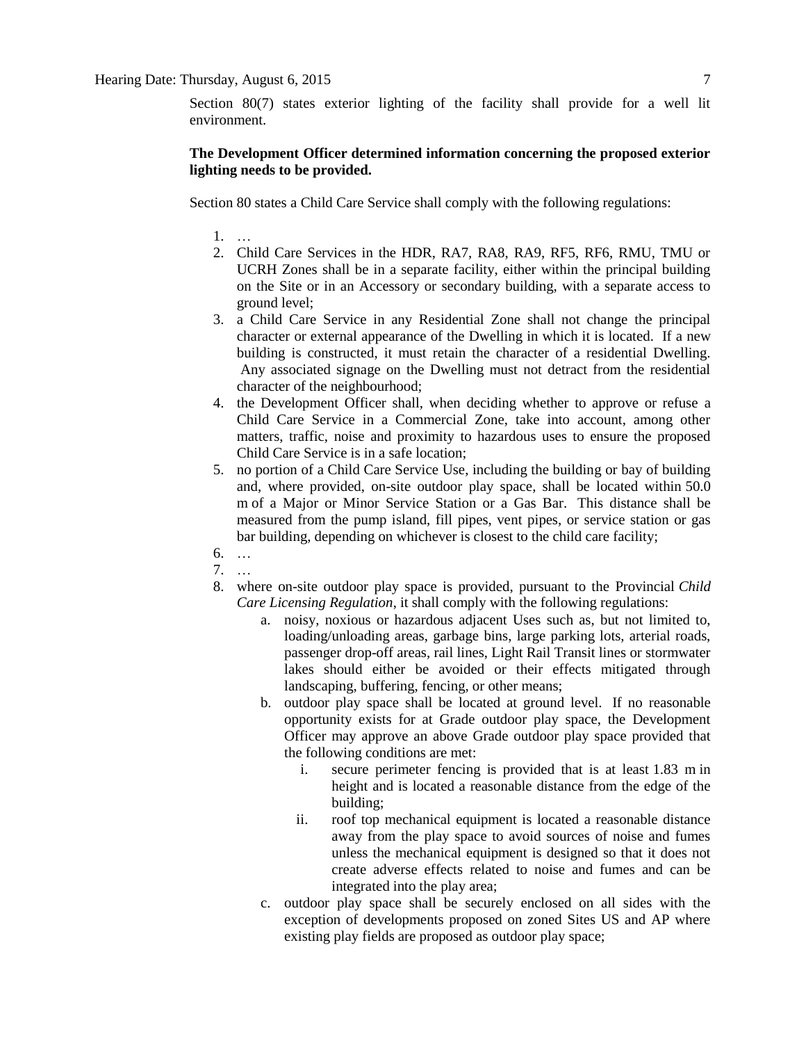Section 80(7) states exterior lighting of the facility shall provide for a well lit environment.

**The Development Officer determined information concerning the proposed exterior lighting needs to be provided.**

Section 80 states a Child Care Service shall comply with the following regulations:

1. …
2. Child Care Services in the HDR, RA7, RA8, RA9, RF5, RF6, RMU, TMU or UCRH Zones shall be in a separate facility, either within the principal building on the Site or in an Accessory or secondary building, with a separate access to ground level;
3. a Child Care Service in any Residential Zone shall not change the principal character or external appearance of the Dwelling in which it is located. If a new building is constructed, it must retain the character of a residential Dwelling. Any associated signage on the Dwelling must not detract from the residential character of the neighbourhood;
4. the Development Officer shall, when deciding whether to approve or refuse a Child Care Service in a Commercial Zone, take into account, among other matters, traffic, noise and proximity to hazardous uses to ensure the proposed Child Care Service is in a safe location;
5. no portion of a Child Care Service Use, including the building or bay of building and, where provided, on-site outdoor play space, shall be located within 50.0 m of a Major or Minor Service Station or a Gas Bar. This distance shall be measured from the pump island, fill pipes, vent pipes, or service station or gas bar building, depending on whichever is closest to the child care facility;
6. …
7. …
8. where on-site outdoor play space is provided, pursuant to the Provincial *Child Care Licensing Regulation*, it shall comply with the following regulations:
    a. noisy, noxious or hazardous adjacent Uses such as, but not limited to, loading/unloading areas, garbage bins, large parking lots, arterial roads, passenger drop-off areas, rail lines, Light Rail Transit lines or stormwater lakes should either be avoided or their effects mitigated through landscaping, buffering, fencing, or other means;
    b. outdoor play space shall be located at ground level. If no reasonable opportunity exists for at Grade outdoor play space, the Development Officer may approve an above Grade outdoor play space provided that the following conditions are met:
        i. secure perimeter fencing is provided that is at least 1.83 m in height and is located a reasonable distance from the edge of the building;
        ii. roof top mechanical equipment is located a reasonable distance away from the play space to avoid sources of noise and fumes unless the mechanical equipment is designed so that it does not create adverse effects related to noise and fumes and can be integrated into the play area;
    c. outdoor play space shall be securely enclosed on all sides with the exception of developments proposed on zoned Sites US and AP where existing play fields are proposed as outdoor play space;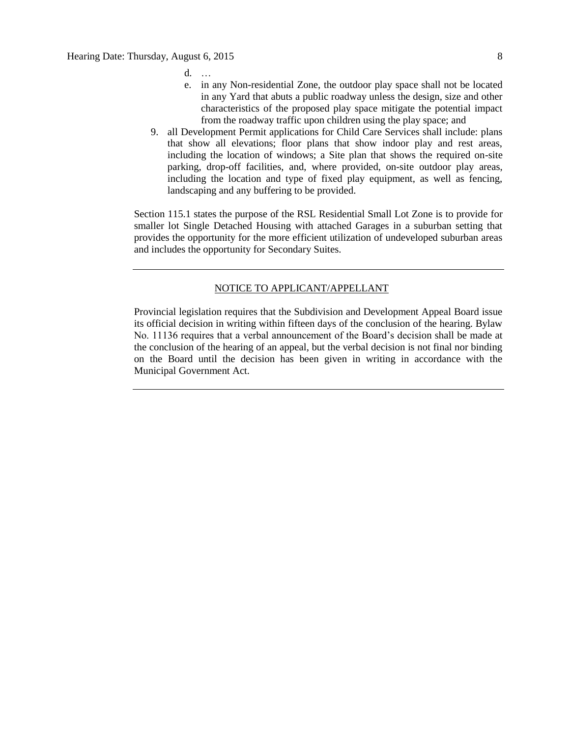d. …

e. in any Non-residential Zone, the outdoor play space shall not be located in any Yard that abuts a public roadway unless the design, size and other characteristics of the proposed play space mitigate the potential impact from the roadway traffic upon children using the play space; and

9. all Development Permit applications for Child Care Services shall include: plans that show all elevations; floor plans that show indoor play and rest areas, including the location of windows; a Site plan that shows the required on-site parking, drop-off facilities, and, where provided, on-site outdoor play areas, including the location and type of fixed play equipment, as well as fencing, landscaping and any buffering to be provided.

Section 115.1 states the purpose of the RSL Residential Small Lot Zone is to provide for smaller lot Single Detached Housing with attached Garages in a suburban setting that provides the opportunity for the more efficient utilization of undeveloped suburban areas and includes the opportunity for Secondary Suites.

---

NOTICE TO APPLICANT/APPELLANT

Provincial legislation requires that the Subdivision and Development Appeal Board issue its official decision in writing within fifteen days of the conclusion of the hearing. Bylaw No. 11136 requires that a verbal announcement of the Board's decision shall be made at the conclusion of the hearing of an appeal, but the verbal decision is not final nor binding on the Board until the decision has been given in writing in accordance with the Municipal Government Act.

---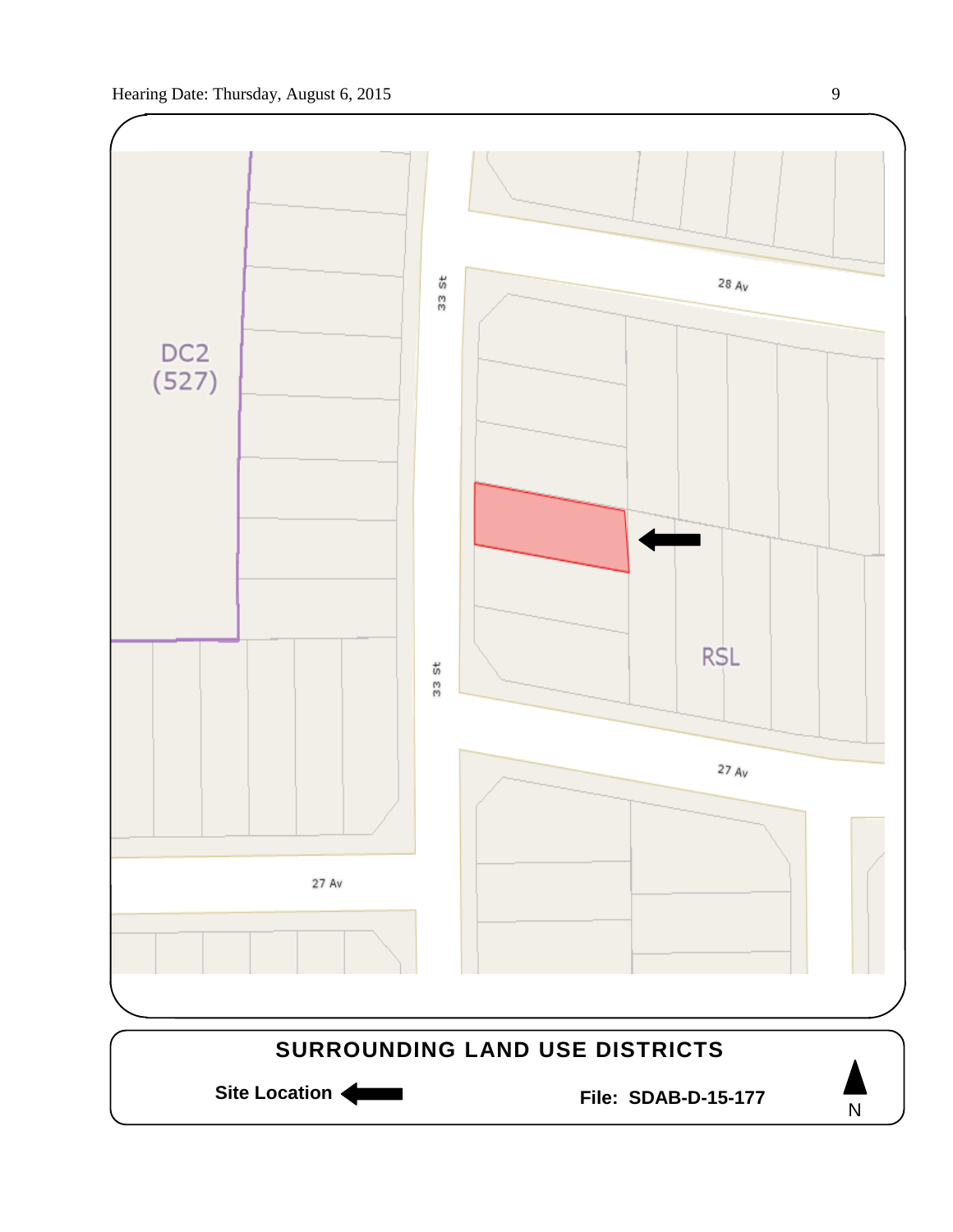DC2 (527)

33 St

28 Av

RSL

27 Av

33 St

27 Av

**SURROUNDING LAND USE DISTRICTS**

**Site Location** ←

**File: SDAB-D-15-177**

N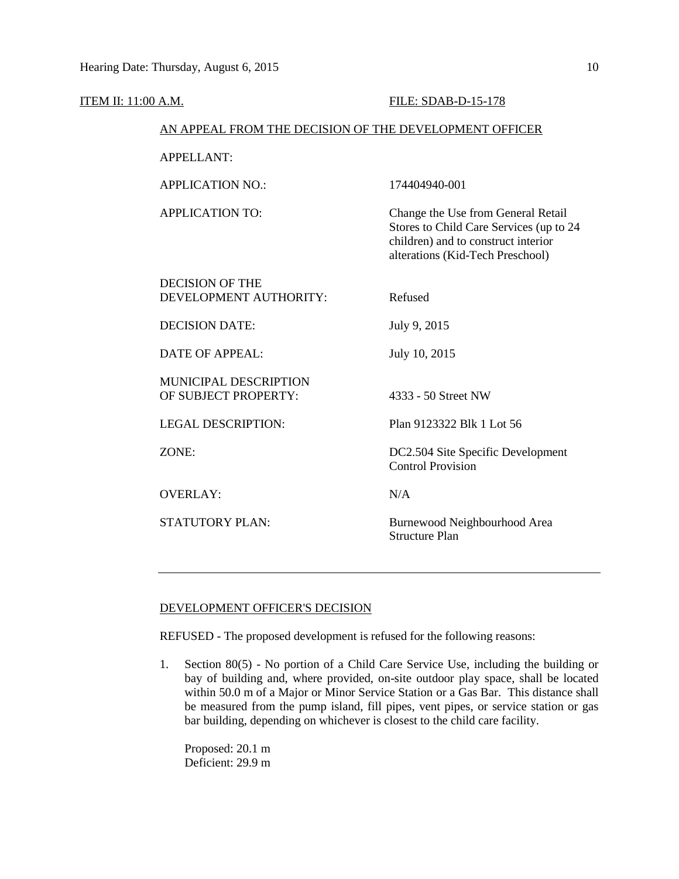ITEM II: 11:00 A.M. FILE: SDAB-D-15-178

AN APPEAL FROM THE DECISION OF THE DEVELOPMENT OFFICER

| | |
|---|---|
| APPELLANT: | |
| APPLICATION NO.: | 174404940-001 |
| APPLICATION TO: | Change the Use from General Retail Stores to Child Care Services (up to 24 children) and to construct interior alterations (Kid-Tech Preschool) |
| DECISION OF THE DEVELOPMENT AUTHORITY: | Refused |
| DECISION DATE: | July 9, 2015 |
| DATE OF APPEAL: | July 10, 2015 |
| MUNICIPAL DESCRIPTION OF SUBJECT PROPERTY: | 4333 - 50 Street NW |
| LEGAL DESCRIPTION: | Plan 9123322 Blk 1 Lot 56 |
| ZONE: | DC2.504 Site Specific Development Control Provision |
| OVERLAY: | N/A |
| STATUTORY PLAN: | Burnewood Neighbourhood Area Structure Plan |

---

DEVELOPMENT OFFICER'S DECISION

REFUSED - The proposed development is refused for the following reasons:

1. Section 80(5) - No portion of a Child Care Service Use, including the building or bay of building and, where provided, on-site outdoor play space, shall be located within 50.0 m of a Major or Minor Service Station or a Gas Bar. This distance shall be measured from the pump island, fill pipes, vent pipes, or service station or gas bar building, depending on whichever is closest to the child care facility.

   Proposed: 20.1 m
   Deficient: 29.9 m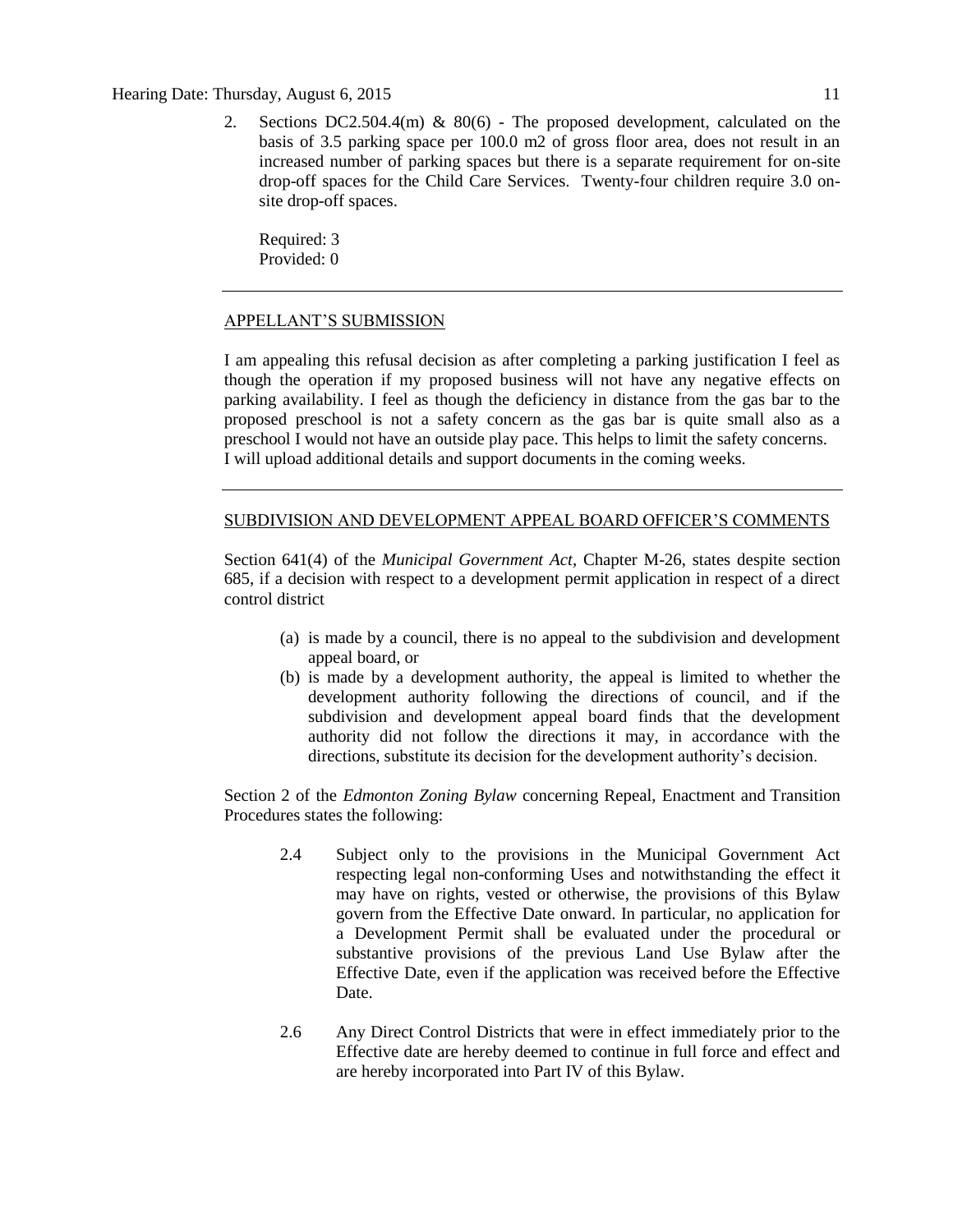2. Sections DC2.504.4(m) & 80(6) - The proposed development, calculated on the basis of 3.5 parking space per 100.0 m2 of gross floor area, does not result in an increased number of parking spaces but there is a separate requirement for on-site drop-off spaces for the Child Care Services. Twenty-four children require 3.0 on-site drop-off spaces.

   Required: 3
   Provided: 0

---

APPELLANT'S SUBMISSION

I am appealing this refusal decision as after completing a parking justification I feel as though the operation if my proposed business will not have any negative effects on parking availability. I feel as though the deficiency in distance from the gas bar to the proposed preschool is not a safety concern as the gas bar is quite small also as a preschool I would not have an outside play pace. This helps to limit the safety concerns. I will upload additional details and support documents in the coming weeks.

---

SUBDIVISION AND DEVELOPMENT APPEAL BOARD OFFICER'S COMMENTS

Section 641(4) of the *Municipal Government Act*, Chapter M-26, states despite section 685, if a decision with respect to a development permit application in respect of a direct control district

(a) is made by a council, there is no appeal to the subdivision and development appeal board, or
(b) is made by a development authority, the appeal is limited to whether the development authority following the directions of council, and if the subdivision and development appeal board finds that the development authority did not follow the directions it may, in accordance with the directions, substitute its decision for the development authority's decision.

Section 2 of the *Edmonton Zoning Bylaw* concerning Repeal, Enactment and Transition Procedures states the following:

2.4 Subject only to the provisions in the Municipal Government Act respecting legal non-conforming Uses and notwithstanding the effect it may have on rights, vested or otherwise, the provisions of this Bylaw govern from the Effective Date onward. In particular, no application for a Development Permit shall be evaluated under the procedural or substantive provisions of the previous Land Use Bylaw after the Effective Date, even if the application was received before the Effective Date.

2.6 Any Direct Control Districts that were in effect immediately prior to the Effective date are hereby deemed to continue in full force and effect and are hereby incorporated into Part IV of this Bylaw.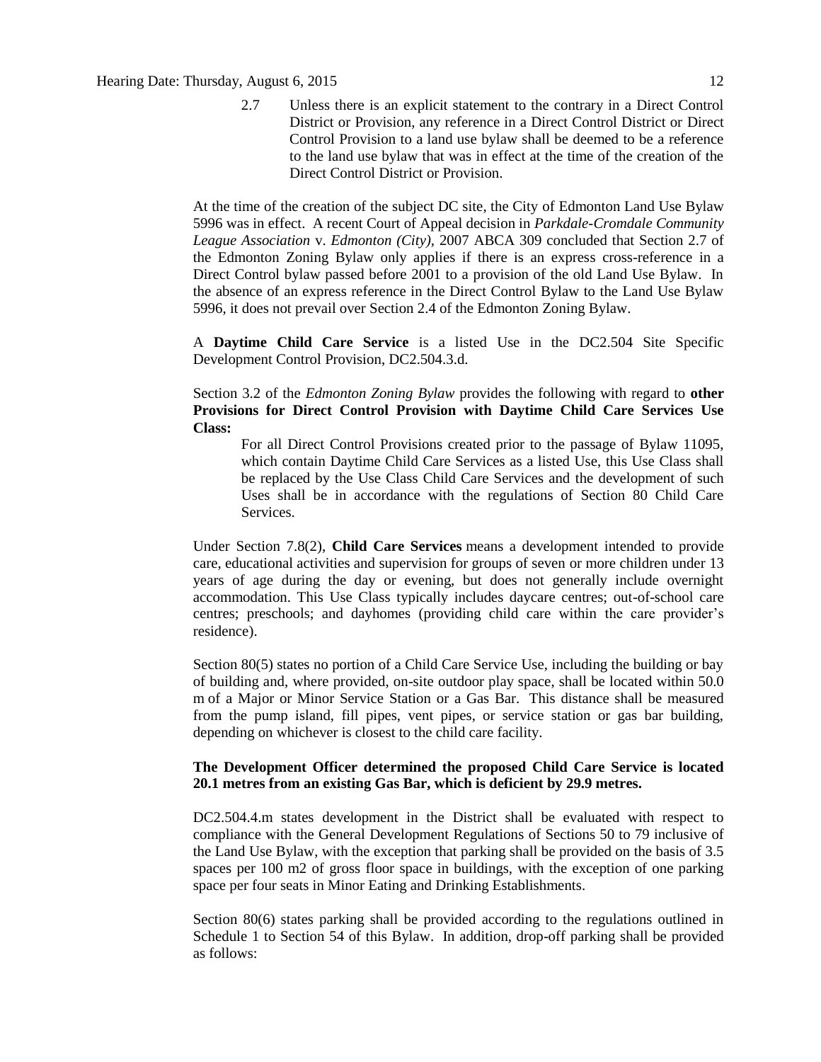2.7 Unless there is an explicit statement to the contrary in a Direct Control District or Provision, any reference in a Direct Control District or Direct Control Provision to a land use bylaw shall be deemed to be a reference to the land use bylaw that was in effect at the time of the creation of the Direct Control District or Provision.

At the time of the creation of the subject DC site, the City of Edmonton Land Use Bylaw 5996 was in effect. A recent Court of Appeal decision in *Parkdale-Cromdale Community League Association* v. *Edmonton (City)*, 2007 ABCA 309 concluded that Section 2.7 of the Edmonton Zoning Bylaw only applies if there is an express cross-reference in a Direct Control bylaw passed before 2001 to a provision of the old Land Use Bylaw. In the absence of an express reference in the Direct Control Bylaw to the Land Use Bylaw 5996, it does not prevail over Section 2.4 of the Edmonton Zoning Bylaw.

A **Daytime Child Care Service** is a listed Use in the DC2.504 Site Specific Development Control Provision, DC2.504.3.d.

Section 3.2 of the *Edmonton Zoning Bylaw* provides the following with regard to **other Provisions for Direct Control Provision with Daytime Child Care Services Use Class:**

> For all Direct Control Provisions created prior to the passage of Bylaw 11095, which contain Daytime Child Care Services as a listed Use, this Use Class shall be replaced by the Use Class Child Care Services and the development of such Uses shall be in accordance with the regulations of Section 80 Child Care Services.

Under Section 7.8(2), **Child Care Services** means a development intended to provide care, educational activities and supervision for groups of seven or more children under 13 years of age during the day or evening, but does not generally include overnight accommodation. This Use Class typically includes daycare centres; out-of-school care centres; preschools; and dayhomes (providing child care within the care provider's residence).

Section 80(5) states no portion of a Child Care Service Use, including the building or bay of building and, where provided, on-site outdoor play space, shall be located within 50.0 m of a Major or Minor Service Station or a Gas Bar. This distance shall be measured from the pump island, fill pipes, vent pipes, or service station or gas bar building, depending on whichever is closest to the child care facility.

**The Development Officer determined the proposed Child Care Service is located 20.1 metres from an existing Gas Bar, which is deficient by 29.9 metres.**

DC2.504.4.m states development in the District shall be evaluated with respect to compliance with the General Development Regulations of Sections 50 to 79 inclusive of the Land Use Bylaw, with the exception that parking shall be provided on the basis of 3.5 spaces per 100 m2 of gross floor space in buildings, with the exception of one parking space per four seats in Minor Eating and Drinking Establishments.

Section 80(6) states parking shall be provided according to the regulations outlined in Schedule 1 to Section 54 of this Bylaw. In addition, drop-off parking shall be provided as follows: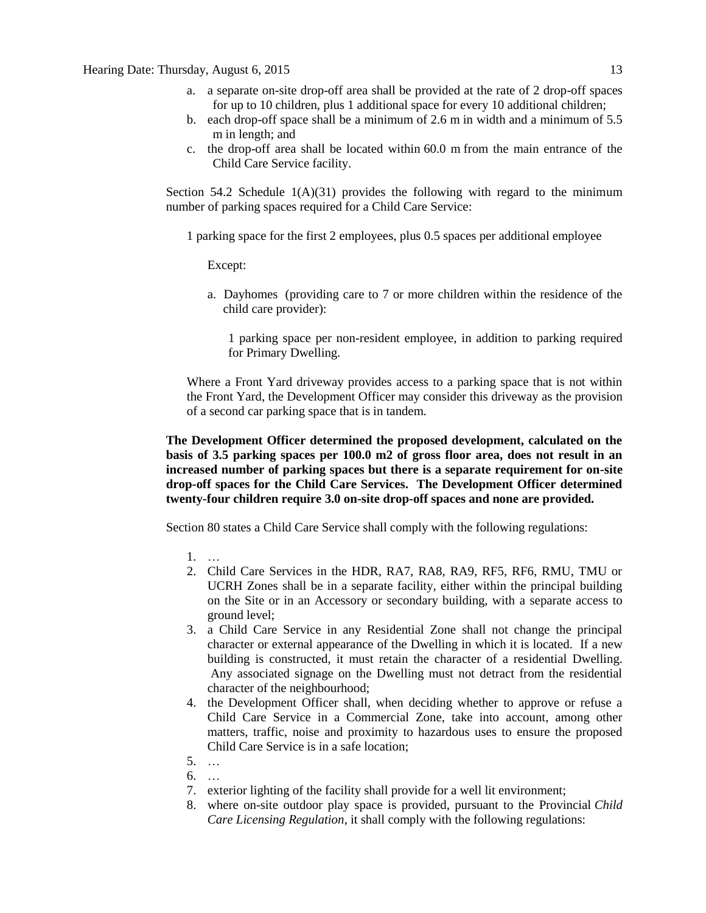a. a separate on-site drop-off area shall be provided at the rate of 2 drop-off spaces for up to 10 children, plus 1 additional space for every 10 additional children;
b. each drop-off space shall be a minimum of 2.6 m in width and a minimum of 5.5 m in length; and
c. the drop-off area shall be located within 60.0 m from the main entrance of the Child Care Service facility.

Section 54.2 Schedule 1(A)(31) provides the following with regard to the minimum number of parking spaces required for a Child Care Service:

> 1 parking space for the first 2 employees, plus 0.5 spaces per additional employee
>
> Except:
>
> a. Dayhomes (providing care to 7 or more children within the residence of the child care provider):
>
> 1 parking space per non-resident employee, in addition to parking required for Primary Dwelling.
>
> Where a Front Yard driveway provides access to a parking space that is not within the Front Yard, the Development Officer may consider this driveway as the provision of a second car parking space that is in tandem.

**The Development Officer determined the proposed development, calculated on the basis of 3.5 parking spaces per 100.0 m2 of gross floor area, does not result in an increased number of parking spaces but there is a separate requirement for on-site drop-off spaces for the Child Care Services. The Development Officer determined twenty-four children require 3.0 on-site drop-off spaces and none are provided.**

Section 80 states a Child Care Service shall comply with the following regulations:

1. …
2. Child Care Services in the HDR, RA7, RA8, RA9, RF5, RF6, RMU, TMU or UCRH Zones shall be in a separate facility, either within the principal building on the Site or in an Accessory or secondary building, with a separate access to ground level;
3. a Child Care Service in any Residential Zone shall not change the principal character or external appearance of the Dwelling in which it is located. If a new building is constructed, it must retain the character of a residential Dwelling. Any associated signage on the Dwelling must not detract from the residential character of the neighbourhood;
4. the Development Officer shall, when deciding whether to approve or refuse a Child Care Service in a Commercial Zone, take into account, among other matters, traffic, noise and proximity to hazardous uses to ensure the proposed Child Care Service is in a safe location;
5. …
6. …
7. exterior lighting of the facility shall provide for a well lit environment;
8. where on-site outdoor play space is provided, pursuant to the Provincial *Child Care Licensing Regulation*, it shall comply with the following regulations: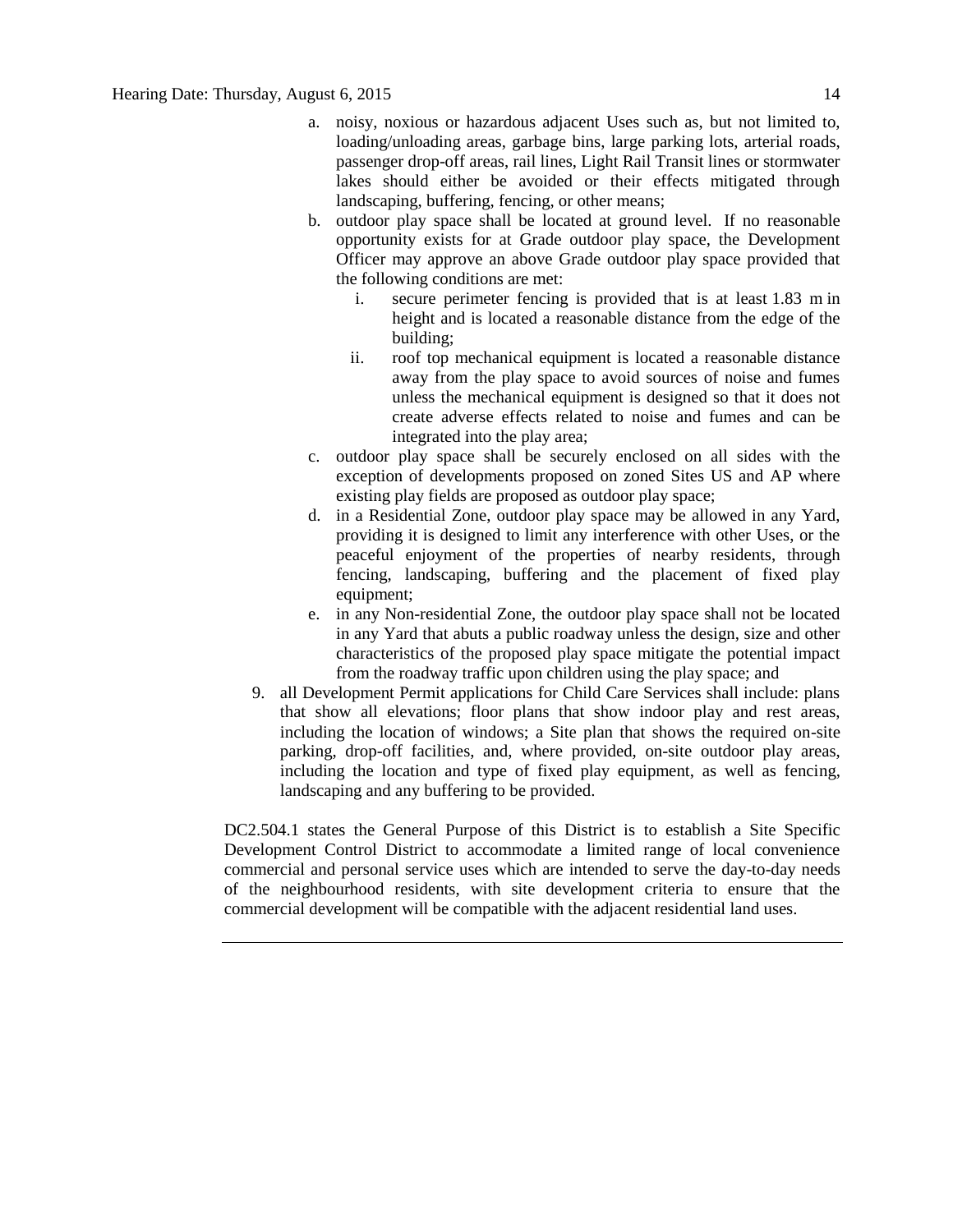a. noisy, noxious or hazardous adjacent Uses such as, but not limited to, loading/unloading areas, garbage bins, large parking lots, arterial roads, passenger drop-off areas, rail lines, Light Rail Transit lines or stormwater lakes should either be avoided or their effects mitigated through landscaping, buffering, fencing, or other means;
b. outdoor play space shall be located at ground level. If no reasonable opportunity exists for at Grade outdoor play space, the Development Officer may approve an above Grade outdoor play space provided that the following conditions are met:
    i. secure perimeter fencing is provided that is at least 1.83 m in height and is located a reasonable distance from the edge of the building;
    ii. roof top mechanical equipment is located a reasonable distance away from the play space to avoid sources of noise and fumes unless the mechanical equipment is designed so that it does not create adverse effects related to noise and fumes and can be integrated into the play area;
c. outdoor play space shall be securely enclosed on all sides with the exception of developments proposed on zoned Sites US and AP where existing play fields are proposed as outdoor play space;
d. in a Residential Zone, outdoor play space may be allowed in any Yard, providing it is designed to limit any interference with other Uses, or the peaceful enjoyment of the properties of nearby residents, through fencing, landscaping, buffering and the placement of fixed play equipment;
e. in any Non-residential Zone, the outdoor play space shall not be located in any Yard that abuts a public roadway unless the design, size and other characteristics of the proposed play space mitigate the potential impact from the roadway traffic upon children using the play space; and

9. all Development Permit applications for Child Care Services shall include: plans that show all elevations; floor plans that show indoor play and rest areas, including the location of windows; a Site plan that shows the required on-site parking, drop-off facilities, and, where provided, on-site outdoor play areas, including the location and type of fixed play equipment, as well as fencing, landscaping and any buffering to be provided.

DC2.504.1 states the General Purpose of this District is to establish a Site Specific Development Control District to accommodate a limited range of local convenience commercial and personal service uses which are intended to serve the day-to-day needs of the neighbourhood residents, with site development criteria to ensure that the commercial development will be compatible with the adjacent residential land uses.

---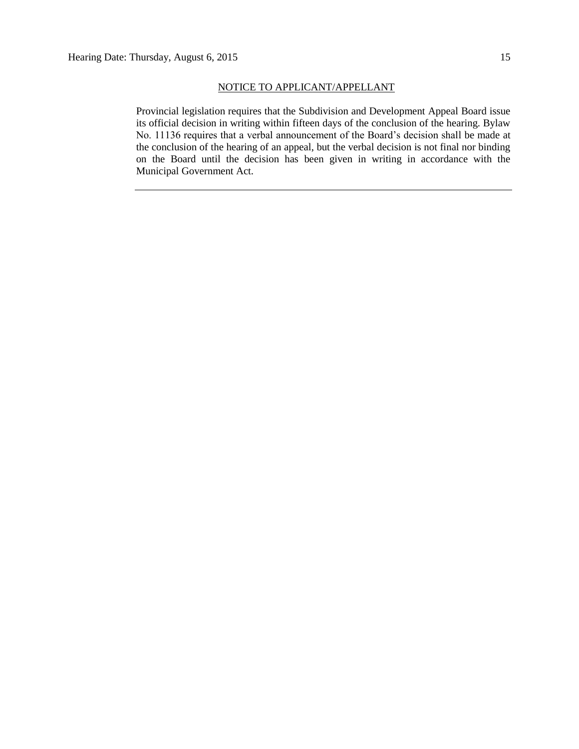NOTICE TO APPLICANT/APPELLANT

Provincial legislation requires that the Subdivision and Development Appeal Board issue its official decision in writing within fifteen days of the conclusion of the hearing. Bylaw No. 11136 requires that a verbal announcement of the Board's decision shall be made at the conclusion of the hearing of an appeal, but the verbal decision is not final nor binding on the Board until the decision has been given in writing in accordance with the Municipal Government Act.

---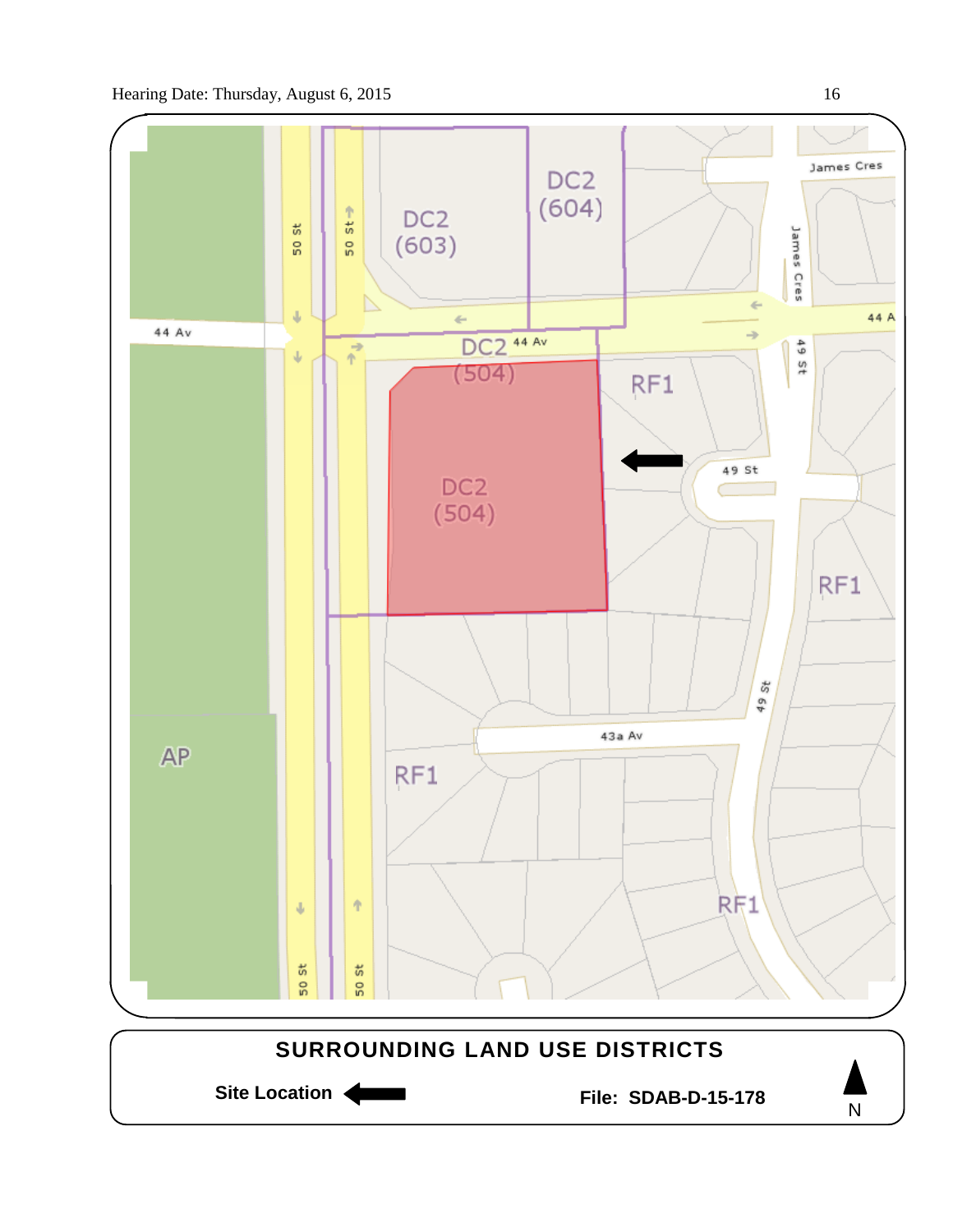**SURROUNDING LAND USE DISTRICTS**

**Site Location** ←

**File: SDAB-D-15-178**

N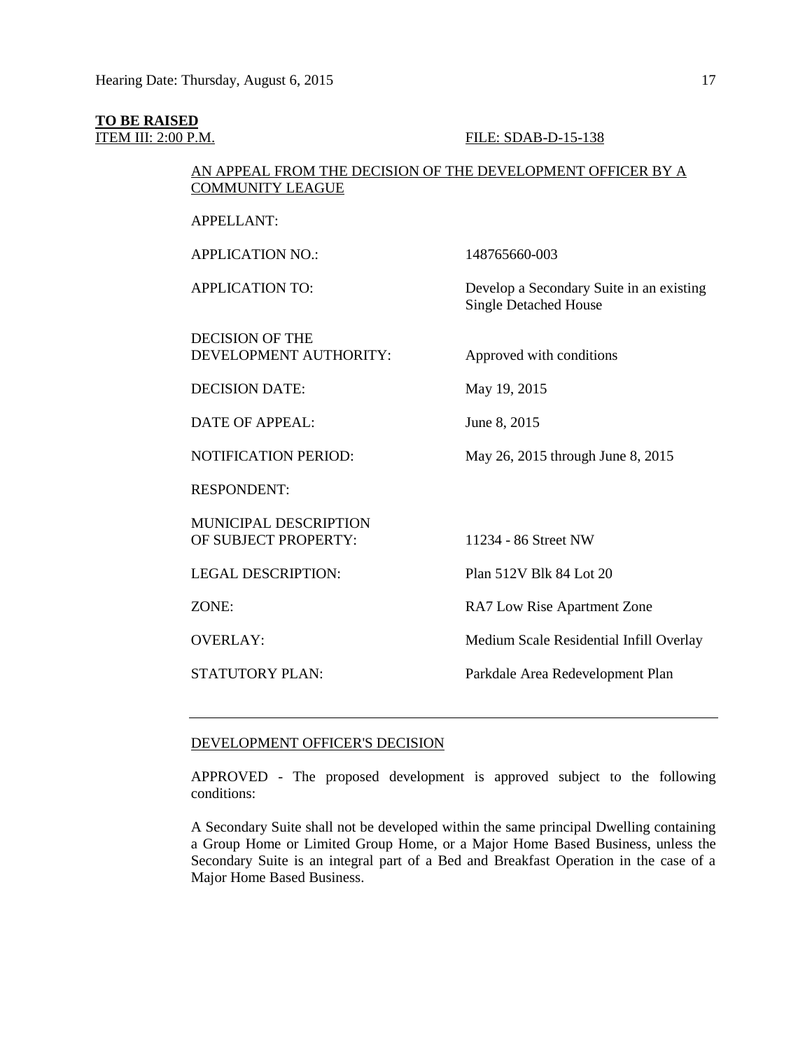**TO BE RAISED**

ITEM III: 2:00 P.M. FILE: SDAB-D-15-138

AN APPEAL FROM THE DECISION OF THE DEVELOPMENT OFFICER BY A COMMUNITY LEAGUE

| | |
|---|---|
| APPELLANT: | |
| APPLICATION NO.: | 148765660-003 |
| APPLICATION TO: | Develop a Secondary Suite in an existing Single Detached House |
| DECISION OF THE DEVELOPMENT AUTHORITY: | Approved with conditions |
| DECISION DATE: | May 19, 2015 |
| DATE OF APPEAL: | June 8, 2015 |
| NOTIFICATION PERIOD: | May 26, 2015 through June 8, 2015 |
| RESPONDENT: | |
| MUNICIPAL DESCRIPTION OF SUBJECT PROPERTY: | 11234 - 86 Street NW |
| LEGAL DESCRIPTION: | Plan 512V Blk 84 Lot 20 |
| ZONE: | RA7 Low Rise Apartment Zone |
| OVERLAY: | Medium Scale Residential Infill Overlay |
| STATUTORY PLAN: | Parkdale Area Redevelopment Plan |

---

DEVELOPMENT OFFICER'S DECISION

APPROVED - The proposed development is approved subject to the following conditions:

A Secondary Suite shall not be developed within the same principal Dwelling containing a Group Home or Limited Group Home, or a Major Home Based Business, unless the Secondary Suite is an integral part of a Bed and Breakfast Operation in the case of a Major Home Based Business.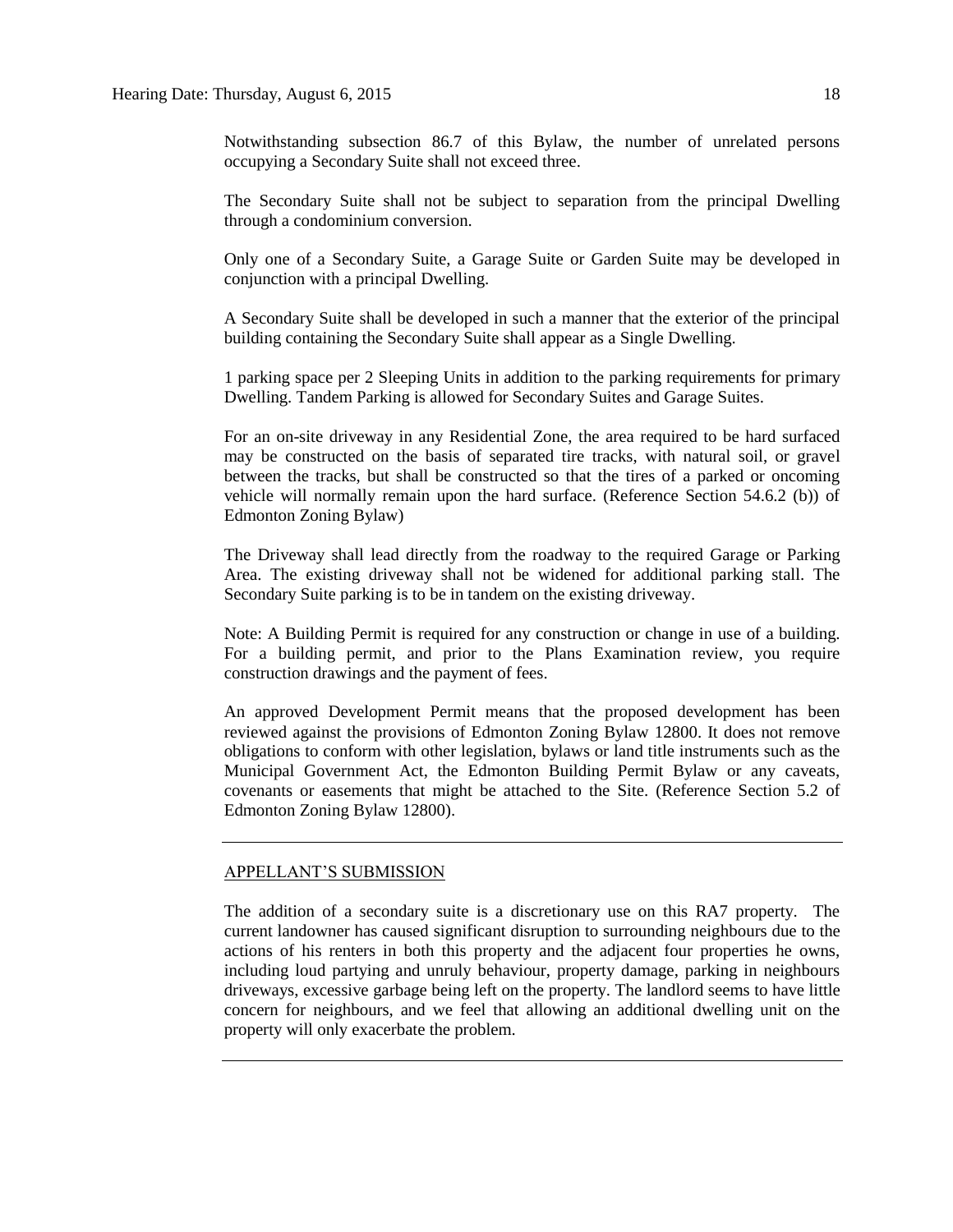Notwithstanding subsection 86.7 of this Bylaw, the number of unrelated persons occupying a Secondary Suite shall not exceed three.

The Secondary Suite shall not be subject to separation from the principal Dwelling through a condominium conversion.

Only one of a Secondary Suite, a Garage Suite or Garden Suite may be developed in conjunction with a principal Dwelling.

A Secondary Suite shall be developed in such a manner that the exterior of the principal building containing the Secondary Suite shall appear as a Single Dwelling.

1 parking space per 2 Sleeping Units in addition to the parking requirements for primary Dwelling. Tandem Parking is allowed for Secondary Suites and Garage Suites.

For an on-site driveway in any Residential Zone, the area required to be hard surfaced may be constructed on the basis of separated tire tracks, with natural soil, or gravel between the tracks, but shall be constructed so that the tires of a parked or oncoming vehicle will normally remain upon the hard surface. (Reference Section 54.6.2 (b)) of Edmonton Zoning Bylaw)

The Driveway shall lead directly from the roadway to the required Garage or Parking Area. The existing driveway shall not be widened for additional parking stall. The Secondary Suite parking is to be in tandem on the existing driveway.

Note: A Building Permit is required for any construction or change in use of a building. For a building permit, and prior to the Plans Examination review, you require construction drawings and the payment of fees.

An approved Development Permit means that the proposed development has been reviewed against the provisions of Edmonton Zoning Bylaw 12800. It does not remove obligations to conform with other legislation, bylaws or land title instruments such as the Municipal Government Act, the Edmonton Building Permit Bylaw or any caveats, covenants or easements that might be attached to the Site. (Reference Section 5.2 of Edmonton Zoning Bylaw 12800).

---

APPELLANT'S SUBMISSION

The addition of a secondary suite is a discretionary use on this RA7 property. The current landowner has caused significant disruption to surrounding neighbours due to the actions of his renters in both this property and the adjacent four properties he owns, including loud partying and unruly behaviour, property damage, parking in neighbours driveways, excessive garbage being left on the property. The landlord seems to have little concern for neighbours, and we feel that allowing an additional dwelling unit on the property will only exacerbate the problem.

---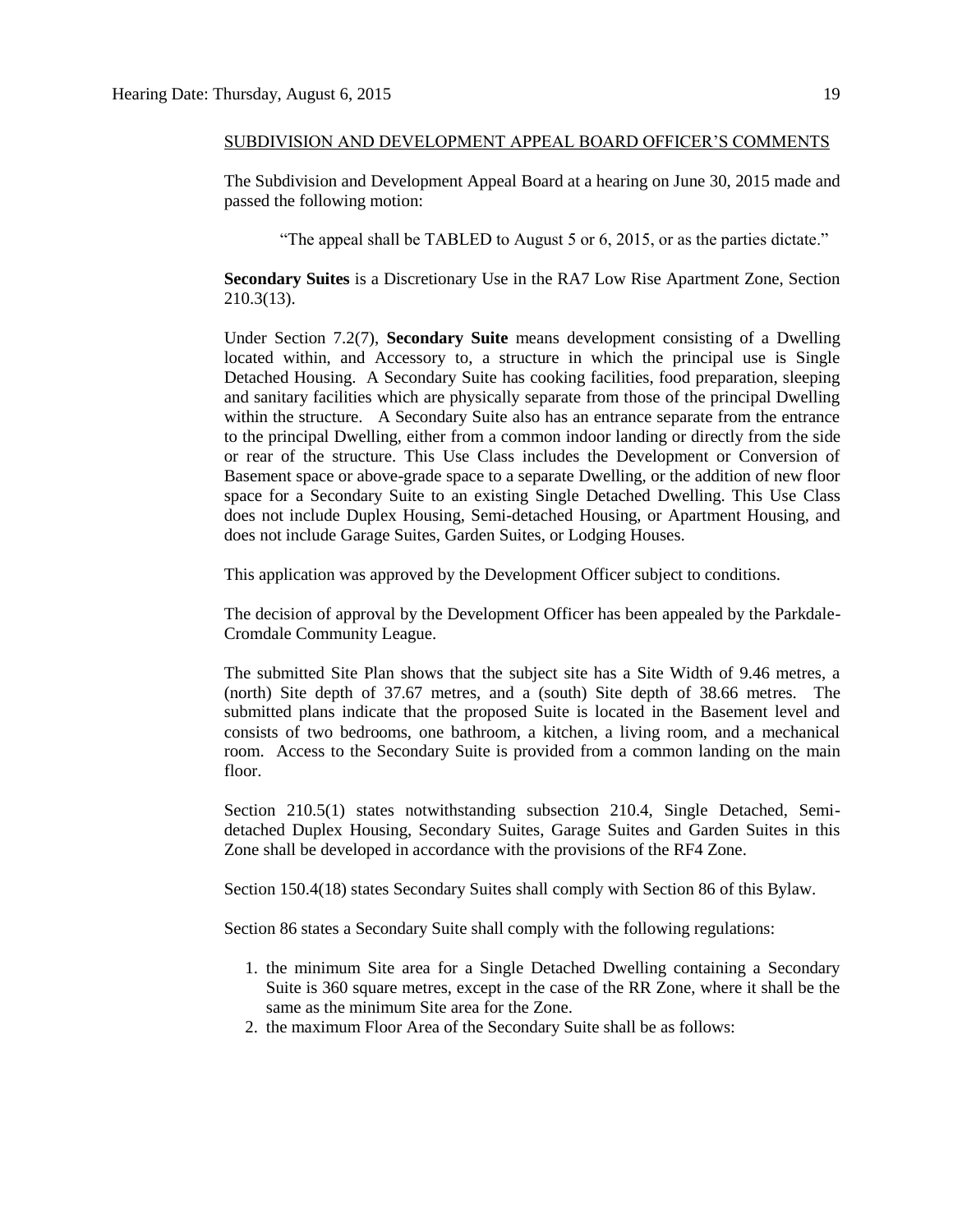SUBDIVISION AND DEVELOPMENT APPEAL BOARD OFFICER'S COMMENTS

The Subdivision and Development Appeal Board at a hearing on June 30, 2015 made and passed the following motion:

> "The appeal shall be TABLED to August 5 or 6, 2015, or as the parties dictate."

**Secondary Suites** is a Discretionary Use in the RA7 Low Rise Apartment Zone, Section 210.3(13).

Under Section 7.2(7), **Secondary Suite** means development consisting of a Dwelling located within, and Accessory to, a structure in which the principal use is Single Detached Housing. A Secondary Suite has cooking facilities, food preparation, sleeping and sanitary facilities which are physically separate from those of the principal Dwelling within the structure. A Secondary Suite also has an entrance separate from the entrance to the principal Dwelling, either from a common indoor landing or directly from the side or rear of the structure. This Use Class includes the Development or Conversion of Basement space or above-grade space to a separate Dwelling, or the addition of new floor space for a Secondary Suite to an existing Single Detached Dwelling. This Use Class does not include Duplex Housing, Semi-detached Housing, or Apartment Housing, and does not include Garage Suites, Garden Suites, or Lodging Houses.

This application was approved by the Development Officer subject to conditions.

The decision of approval by the Development Officer has been appealed by the Parkdale-Cromdale Community League.

The submitted Site Plan shows that the subject site has a Site Width of 9.46 metres, a (north) Site depth of 37.67 metres, and a (south) Site depth of 38.66 metres. The submitted plans indicate that the proposed Suite is located in the Basement level and consists of two bedrooms, one bathroom, a kitchen, a living room, and a mechanical room. Access to the Secondary Suite is provided from a common landing on the main floor.

Section 210.5(1) states notwithstanding subsection 210.4, Single Detached, Semi-detached Duplex Housing, Secondary Suites, Garage Suites and Garden Suites in this Zone shall be developed in accordance with the provisions of the RF4 Zone.

Section 150.4(18) states Secondary Suites shall comply with Section 86 of this Bylaw.

Section 86 states a Secondary Suite shall comply with the following regulations:

1. the minimum Site area for a Single Detached Dwelling containing a Secondary Suite is 360 square metres, except in the case of the RR Zone, where it shall be the same as the minimum Site area for the Zone.
2. the maximum Floor Area of the Secondary Suite shall be as follows: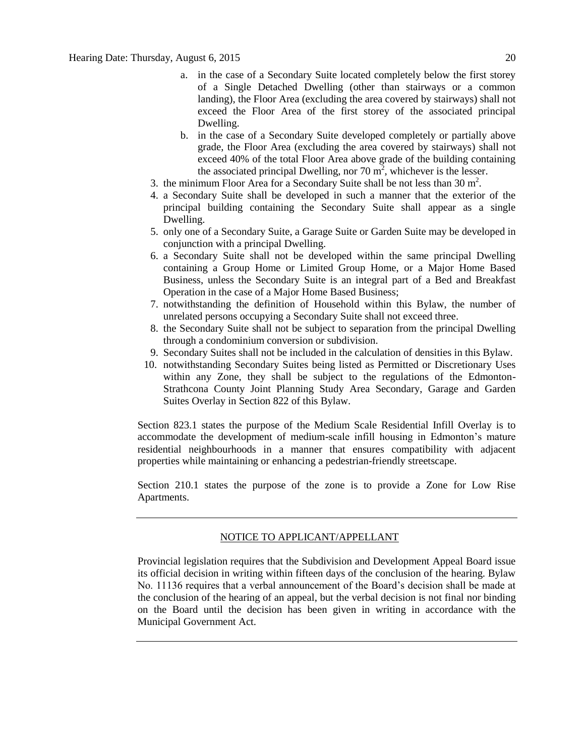a. in the case of a Secondary Suite located completely below the first storey of a Single Detached Dwelling (other than stairways or a common landing), the Floor Area (excluding the area covered by stairways) shall not exceed the Floor Area of the first storey of the associated principal Dwelling.
b. in the case of a Secondary Suite developed completely or partially above grade, the Floor Area (excluding the area covered by stairways) shall not exceed 40% of the total Floor Area above grade of the building containing the associated principal Dwelling, nor 70 $m^2$, whichever is the lesser.

3. the minimum Floor Area for a Secondary Suite shall be not less than 30 $m^2$.
4. a Secondary Suite shall be developed in such a manner that the exterior of the principal building containing the Secondary Suite shall appear as a single Dwelling.
5. only one of a Secondary Suite, a Garage Suite or Garden Suite may be developed in conjunction with a principal Dwelling.
6. a Secondary Suite shall not be developed within the same principal Dwelling containing a Group Home or Limited Group Home, or a Major Home Based Business, unless the Secondary Suite is an integral part of a Bed and Breakfast Operation in the case of a Major Home Based Business;
7. notwithstanding the definition of Household within this Bylaw, the number of unrelated persons occupying a Secondary Suite shall not exceed three.
8. the Secondary Suite shall not be subject to separation from the principal Dwelling through a condominium conversion or subdivision.
9. Secondary Suites shall not be included in the calculation of densities in this Bylaw.
10. notwithstanding Secondary Suites being listed as Permitted or Discretionary Uses within any Zone, they shall be subject to the regulations of the Edmonton-Strathcona County Joint Planning Study Area Secondary, Garage and Garden Suites Overlay in Section 822 of this Bylaw.

Section 823.1 states the purpose of the Medium Scale Residential Infill Overlay is to accommodate the development of medium-scale infill housing in Edmonton's mature residential neighbourhoods in a manner that ensures compatibility with adjacent properties while maintaining or enhancing a pedestrian-friendly streetscape.

Section 210.1 states the purpose of the zone is to provide a Zone for Low Rise Apartments.

---

NOTICE TO APPLICANT/APPELLANT

Provincial legislation requires that the Subdivision and Development Appeal Board issue its official decision in writing within fifteen days of the conclusion of the hearing. Bylaw No. 11136 requires that a verbal announcement of the Board's decision shall be made at the conclusion of the hearing of an appeal, but the verbal decision is not final nor binding on the Board until the decision has been given in writing in accordance with the Municipal Government Act.

---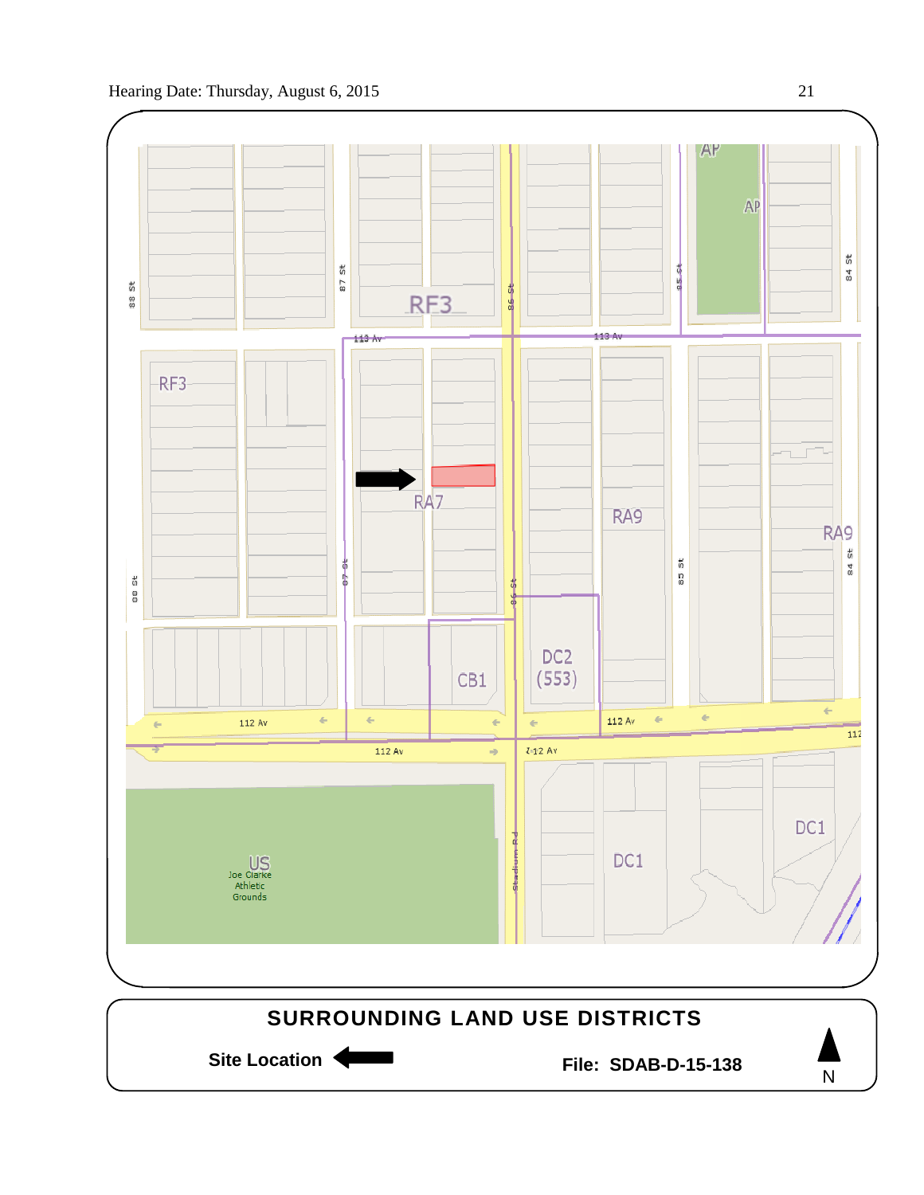RF3

RF3

AP

AP

RA7

RA9

RA9

CB1

DC2 (553)

US
Joe Clarke Athletic Grounds

DC1

DC1

88 St

87 St

86 St

85 St

84 St

113 Av

112 Av

Stadium Rd

## SURROUNDING LAND USE DISTRICTS

**Site Location** ←

**File: SDAB-D-15-138**

N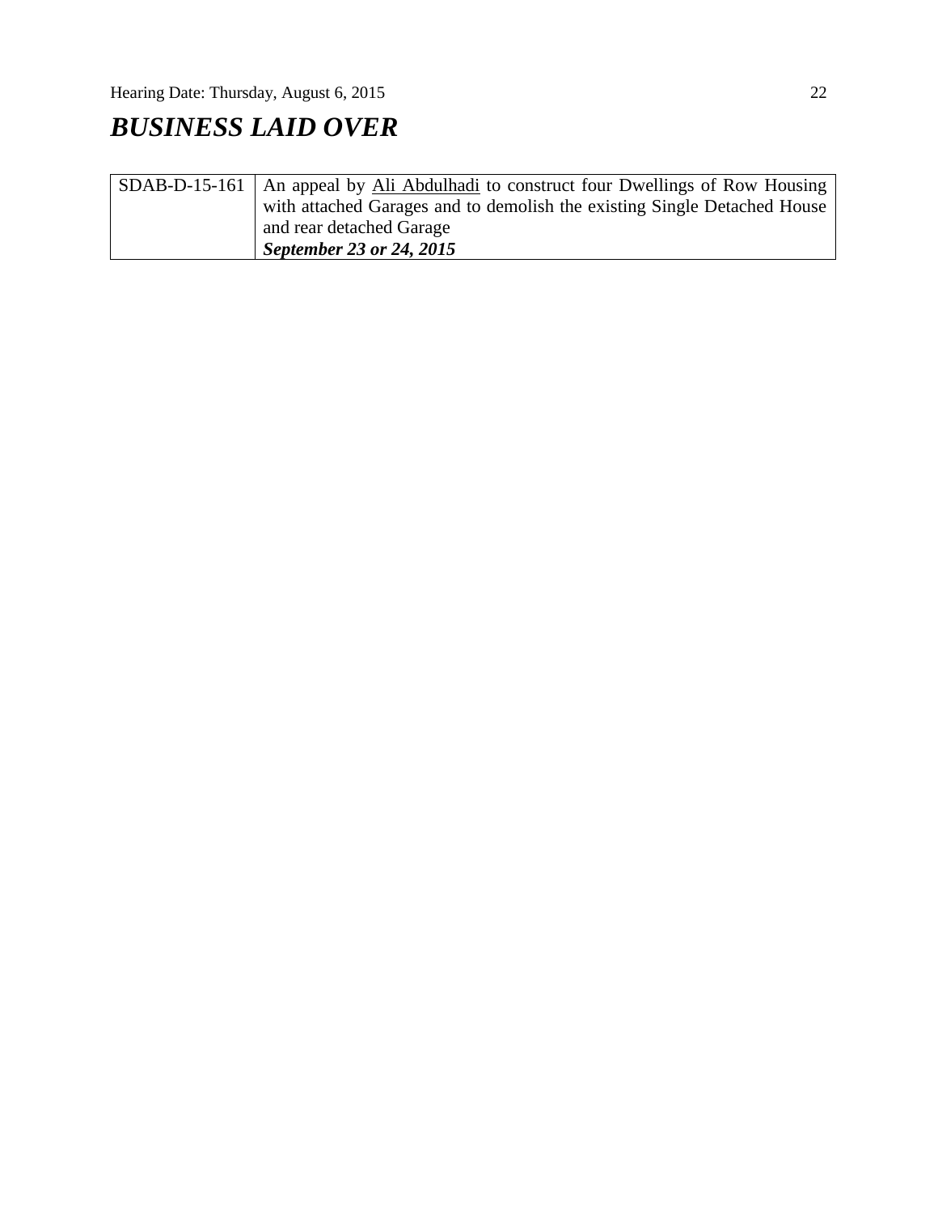# *BUSINESS LAID OVER*

| | |
|---|---|
| SDAB-D-15-161 | An appeal by Ali Abdulhadi to construct four Dwellings of Row Housing with attached Garages and to demolish the existing Single Detached House and rear detached Garage<br>***September 23 or 24, 2015*** |